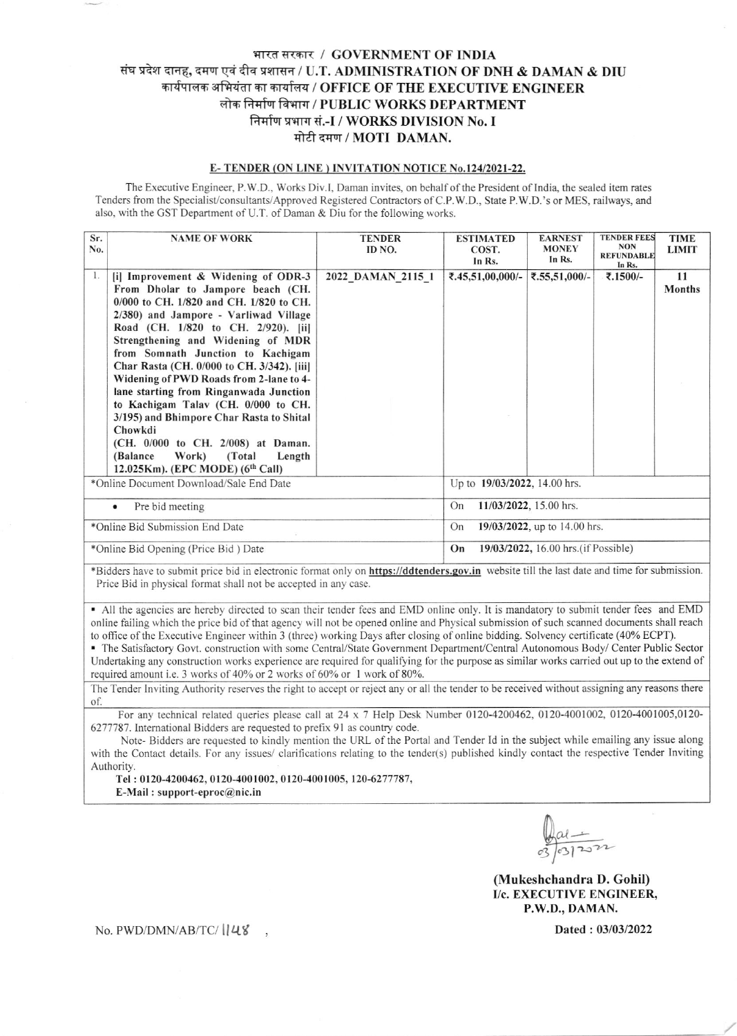# भारत सरकार / GOVERNMENT OF INDIA
# संघ प्रदेश दानह, दमण एवं दीव प्रशासन / U.T. ADMINISTRATION OF DNH & DAMAN & DIU
# कार्यपालक अभियंता का कार्यालय / OFFICE OF THE EXECUTIVE ENGINEER
# लोक निर्माण विभाग / PUBLIC WORKS DEPARTMENT
# निर्माण प्रभाग सं.-I / WORKS DIVISION No. I
# मोटी दमण / MOTI DAMAN.

## E- TENDER (ON LINE ) INVITATION NOTICE No.124/2021-22.

The Executive Engineer, P.W.D., Works Div.I, Daman invites, on behalf of the President of India, the sealed item rates Tenders from the Specialist/consultants/Approved Registered Contractors of C.P.W.D., State P.W.D.'s or MES, railways, and also, with the GST Department of U.T. of Daman & Diu for the following works.

| Sr. No. | NAME OF WORK | TENDER ID NO. | ESTIMATED COST. In Rs. | EARNEST MONEY In Rs. | TENDER FEES NON REFUNDABLE In Rs. | TIME LIMIT |
|---|---|---|---|---|---|---|
| 1. | **[i] Improvement & Widening of ODR-3 From Dholar to Jampore beach (CH. 0/000 to CH. 1/820 and CH. 1/820 to CH. 2/380) and Jampore - Varliwad Village Road (CH. 1/820 to CH. 2/920). [ii] Strengthening and Widening of MDR from Somnath Junction to Kachigam Char Rasta (CH. 0/000 to CH. 3/342). [iii] Widening of PWD Roads from 2-lane to 4-lane starting from Ringanwada Junction to Kachigam Talav (CH. 0/000 to CH. 3/195) and Bhimpore Char Rasta to Shital Chowkdi (CH. 0/000 to CH. 2/008) at Daman. (Balance Work) (Total Length 12.025Km). (EPC MODE) (6th Call)** | **2022_DAMAN_2115_1** | **₹.45,51,00,000/-** | **₹.55,51,000/-** | **₹.1500/-** | **11 Months** |
| *Online Document Download/Sale End Date | | | Up to **19/03/2022**, 14.00 hrs. | | | |
| • Pre bid meeting | | | On **11/03/2022**, 15.00 hrs. | | | |
| *Online Bid Submission End Date | | | On **19/03/2022**, up to 14.00 hrs. | | | |
| *Online Bid Opening (Price Bid ) Date | | | **On 19/03/2022**, 16.00 hrs.(if Possible) | | | |

*Bidders have to submit price bid in electronic format only on **https://ddtenders.gov.in** website till the last date and time for submission. Price Bid in physical format shall not be accepted in any case.

- All the agencies are hereby directed to scan their tender fees and EMD online only. It is mandatory to submit tender fees and EMD online failing which the price bid of that agency will not be opened online and Physical submission of such scanned documents shall reach to office of the Executive Engineer within 3 (three) working Days after closing of online bidding. Solvency certificate (40% ECPT).
- The Satisfactory Govt. construction with some Central/State Government Department/Central Autonomous Body/ Center Public Sector Undertaking any construction works experience are required for qualifying for the purpose as similar works carried out up to the extend of required amount i.e. 3 works of 40% or 2 works of 60% or 1 work of 80%.

The Tender Inviting Authority reserves the right to accept or reject any or all the tender to be received without assigning any reasons there of.

For any technical related queries please call at 24 x 7 Help Desk Number 0120-4200462, 0120-4001002, 0120-4001005,0120-6277787. International Bidders are requested to prefix 91 as country code.

Note- Bidders are requested to kindly mention the URL of the Portal and Tender Id in the subject while emailing any issue along with the Contact details. For any issues/ clarifications relating to the tender(s) published kindly contact the respective Tender Inviting Authority.

**Tel : 0120-4200462, 0120-4001002, 0120-4001005, 120-6277787,**
**E-Mail : support-eproc@nic.in**

03/03/2022

**(Mukeshchandra D. Gohil)**
**I/c. EXECUTIVE ENGINEER,**
**P.W.D., DAMAN.**

No. PWD/DMN/AB/TC/ 1148 ,

**Dated : 03/03/2022**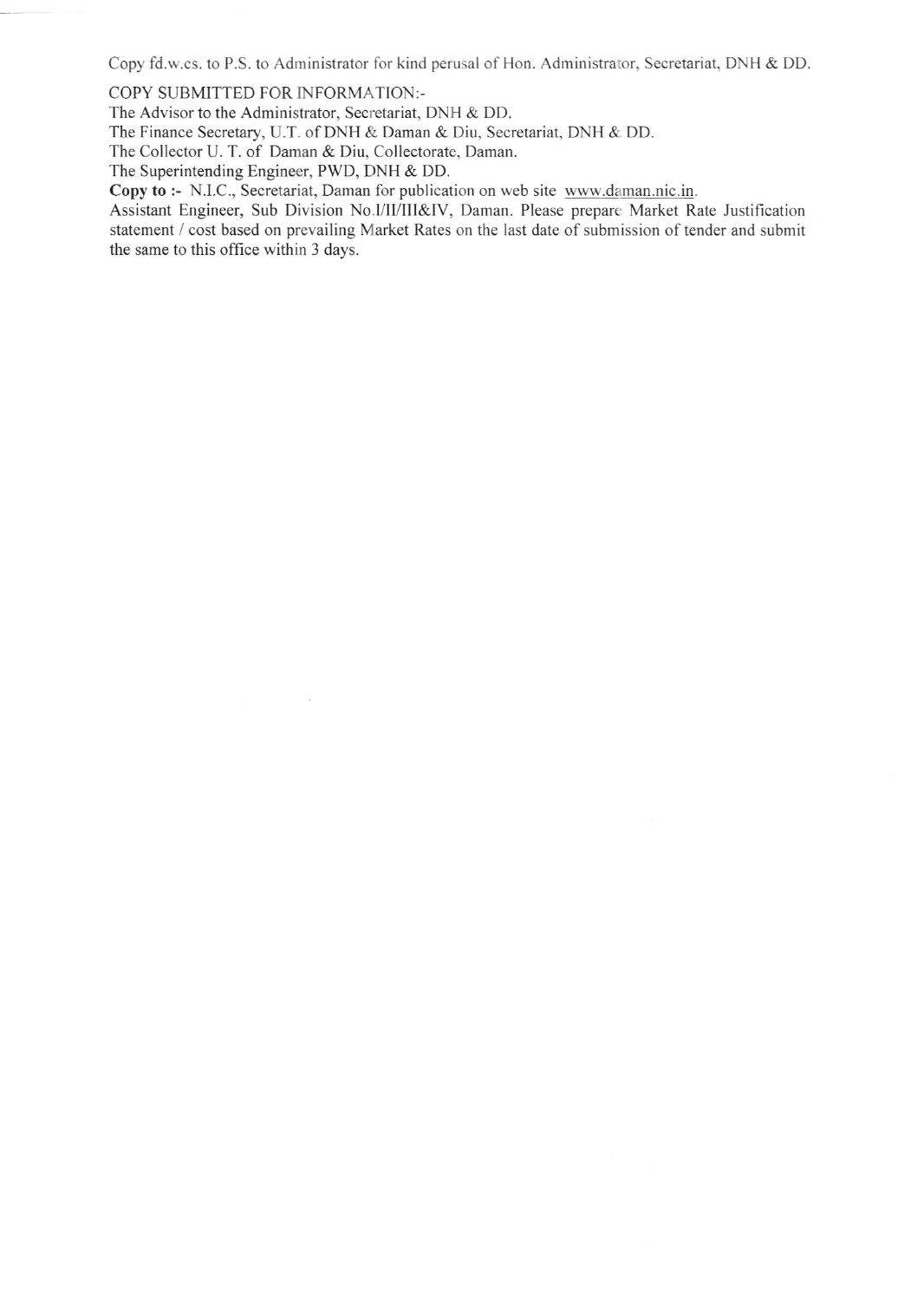Copy fd.w.cs. to P.S. to Administrator for kind perusal of Hon. Administrator, Secretariat, DNH & DD.

COPY SUBMITTED FOR INFORMATION:-

The Advisor to the Administrator, Secretariat, DNH & DD.

The Finance Secretary, U.T. of DNH & Daman & Diu, Secretariat, DNH & DD.

The Collector U. T. of Daman & Diu, Collectorate, Daman.

The Superintending Engineer, PWD, DNH & DD.

**Copy to :-** N.I.C., Secretariat, Daman for publication on web site www.daman.nic.in.

Assistant Engineer, Sub Division No.I/II/III&IV, Daman. Please prepare Market Rate Justification statement / cost based on prevailing Market Rates on the last date of submission of tender and submit the same to this office within 3 days.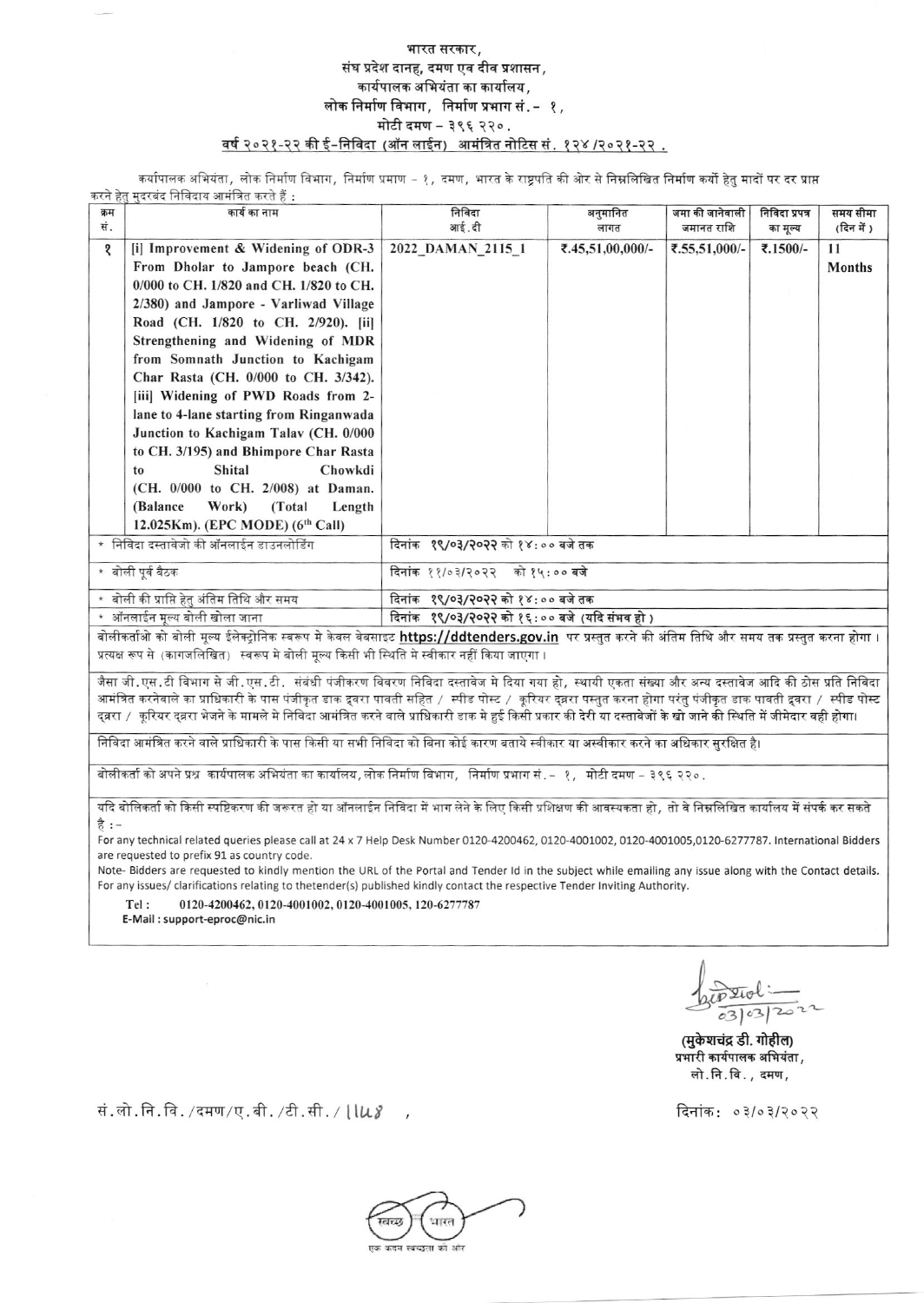भारत सरकार,
संघ प्रदेश दानह, दमण एवं दीव प्रशासन,
कार्यपालक अभियंता का कार्यालय,
**लोक निर्माण विभाग, निर्माण प्रभाग सं.- १,**
मोटी दमण – ३९६ २२०.

**वर्ष २०२१-२२ की ई-निविदा (ऑन लाईन) आमंत्रित नोटिस सं. १२४/२०२१-२२ .**

कार्यपालक अभियंता, लोक निर्माण विभाग, निर्माण प्रभाग – १, दमण, भारत के राष्ट्रपति की ओर से निम्नलिखित निर्माण कार्यों हेतु मादों पर दर प्राप्त करने हेतु मुदरबंद निविदाय आमंत्रित करते हैं :

| क्रम सं. | कार्य का नाम | निविदा आई.डी | अनुमानित लागत | जमा की जानेवाली जमानत राशि | निविदा प्रपत्र का मूल्य | समय सीमा (दिन में) |
|---|---|---|---|---|---|---|
| १ | [i] Improvement & Widening of ODR-3 From Dholar to Jampore beach (CH. 0/000 to CH. 1/820 and CH. 1/820 to CH. 2/380) and Jampore - Varliwad Village Road (CH. 1/820 to CH. 2/920). [ii] Strengthening and Widening of MDR from Somnath Junction to Kachigam Char Rasta (CH. 0/000 to CH. 3/342). [iii] Widening of PWD Roads from 2-lane to 4-lane starting from Ringanwada Junction to Kachigam Talav (CH. 0/000 to CH. 3/195) and Bhimpore Char Rasta to Shital Chowkdi (CH. 0/000 to CH. 2/008) at Daman. (Balance Work) (Total Length 12.025Km). (EPC MODE) (6th Call) | 2022_DAMAN_2115_1 | ₹.45,51,00,000/- | ₹.55,51,000/- | ₹.1500/- | 11 Months |

| | |
|---|---|
| * निविदा दस्तावेजो की ऑनलाईन डाउनलोडिंग | दिनांक १९/०३/२०२२ को १४:०० बजे तक |
| * बोली पूर्व बैठक | दिनांक ११/०३/२०२२ को १५:०० बजे |
| * बोली की प्राप्ति हेतु अंतिम तिथि और समय | दिनांक १९/०३/२०२२ को १४:०० बजे तक |
| * ऑनलाईन मूल्य बोली खोला जाना | दिनांक १९/०३/२०२२ को १६:०० बजे (यदि संभव हो) |

बोलीकर्ताओ को बोली मूल्य ईलेक्ट्रोनिक स्वरूप मे केवल वेबसाइट **https://ddtenders.gov.in** पर प्रस्तुत करने की अंतिम तिथि और समय तक प्रस्तुत करना होगा । प्रत्यक्ष रूप से (कागजलिखित) स्वरूप मे बोली मूल्य किसी भी स्थिति मे स्वीकार नहीं किया जाएगा ।

जैसा जी.एस.टी विभाग से जी.एस.टी. संबंधी पंजीकरण विवरण निविदा दस्तावेज मे दिया गया हो, स्थायी एकता संख्या और अन्य दस्तावेज आदि की ठोस प्रति निविदा आमंत्रित करनेवाले का प्राधिकारी के पास पंजीकृत डाक द्वारा पावती सहित / स्पीड पोस्ट / कूरियर द्वारा पस्तुत करना होगा परंतु पंजीकृत डाक पावती द्वारा / स्पीड पोस्ट द्वारा / कूरियर द्वारा भेजने के मामले मे निविदा आमंत्रित करने वाले प्राधिकारी डाक मे हुई किसी प्रकार की देरी या दस्तावेजों के खो जाने की स्थिति में जीमेदार वही होगा।

निविदा आमंत्रित करने वाले प्राधिकारी के पास किसी या सभी निविदा को बिना कोई कारण बताये स्वीकार या अस्वीकार करने का अधिकार सुरक्षित है।

बोलीकर्ता को अपने प्रश्न कार्यपालक अभियंता का कार्यालय, लोक निर्माण विभाग, निर्माण प्रभाग सं.- १, मोटी दमण – ३९६ २२०.

यदि बोलिकर्ता को किसी स्पष्टिकरण की जरूरत हो या ऑनलाईन निविदा में भाग लेने के लिए किसी प्रशिक्षण की आवस्यकता हो, तो वे निम्नलिखित कार्यालय में संपर्क कर सकते है :-

For any technical related queries please call at 24 x 7 Help Desk Number 0120-4200462, 0120-4001002, 0120-4001005,0120-6277787. International Bidders are requested to prefix 91 as country code.

Note- Bidders are requested to kindly mention the URL of the Portal and Tender Id in the subject while emailing any issue along with the Contact details. For any issues/ clarifications relating to thetender(s) published kindly contact the respective Tender Inviting Authority.

Tel : 0120-4200462, 0120-4001002, 0120-4001005, 120-6277787
E-Mail : support-eproc@nic.in

03/03/2022

**(मुकेशचंद्र डी. गोहील)**
प्रभारी कार्यपालक अभियंता,
लो.नि.वि., दमण,

सं.लो.नि.वि./दमण/ए.बी./टी.सी./ 1148 ,

दिनांक: ०३/०३/२०२२

स्वच्छ भारत
एक कदम स्वच्छता की ओर